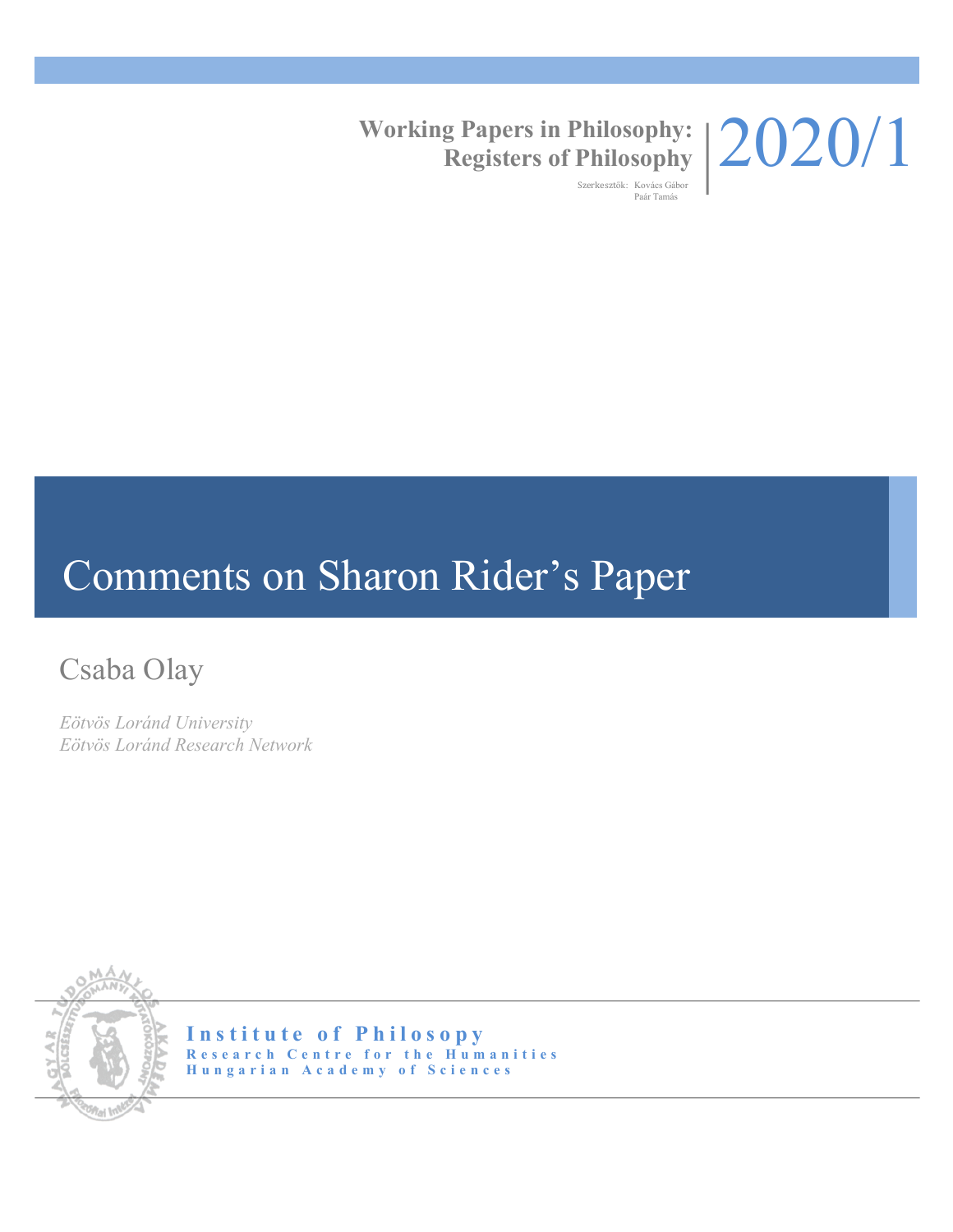**Working Papers in Philosophy: Registers of Philosophy**

Szerkesztők: Kovács Gábor
Paár Tamás

2020/1

# Comments on Sharon Rider's Paper

Csaba Olay

*Eötvös Loránd University*
*Eötvös Loránd Research Network*

**Institute of Philosophy**
**Research Centre for the Humanities**
**Hungarian Academy of Sciences**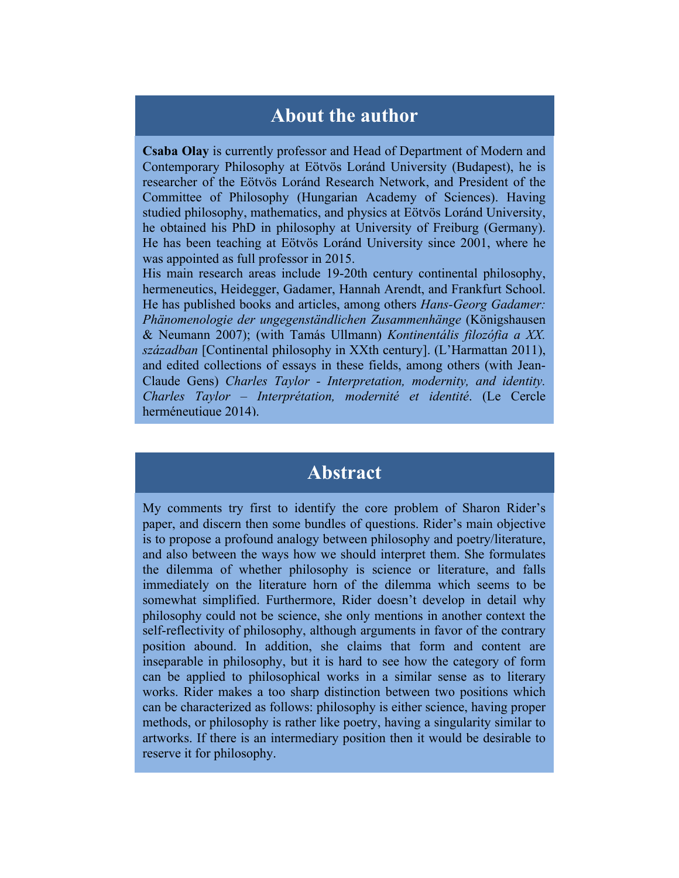## About the author

**Csaba Olay** is currently professor and Head of Department of Modern and Contemporary Philosophy at Eötvös Loránd University (Budapest), he is researcher of the Eötvös Loránd Research Network, and President of the Committee of Philosophy (Hungarian Academy of Sciences). Having studied philosophy, mathematics, and physics at Eötvös Loránd University, he obtained his PhD in philosophy at University of Freiburg (Germany). He has been teaching at Eötvös Loránd University since 2001, where he was appointed as full professor in 2015.

His main research areas include 19-20th century continental philosophy, hermeneutics, Heidegger, Gadamer, Hannah Arendt, and Frankfurt School. He has published books and articles, among others *Hans-Georg Gadamer: Phänomenologie der ungegenständlichen Zusammenhänge* (Königshausen & Neumann 2007); (with Tamás Ullmann) *Kontinentális filozófia a XX. században* [Continental philosophy in XXth century]. (L'Harmattan 2011), and edited collections of essays in these fields, among others (with Jean-Claude Gens) *Charles Taylor - Interpretation, modernity, and identity. Charles Taylor – Interprétation, modernité et identité*. (Le Cercle herméneutique 2014).

## Abstract

My comments try first to identify the core problem of Sharon Rider's paper, and discern then some bundles of questions. Rider's main objective is to propose a profound analogy between philosophy and poetry/literature, and also between the ways how we should interpret them. She formulates the dilemma of whether philosophy is science or literature, and falls immediately on the literature horn of the dilemma which seems to be somewhat simplified. Furthermore, Rider doesn't develop in detail why philosophy could not be science, she only mentions in another context the self-reflectivity of philosophy, although arguments in favor of the contrary position abound. In addition, she claims that form and content are inseparable in philosophy, but it is hard to see how the category of form can be applied to philosophical works in a similar sense as to literary works. Rider makes a too sharp distinction between two positions which can be characterized as follows: philosophy is either science, having proper methods, or philosophy is rather like poetry, having a singularity similar to artworks. If there is an intermediary position then it would be desirable to reserve it for philosophy.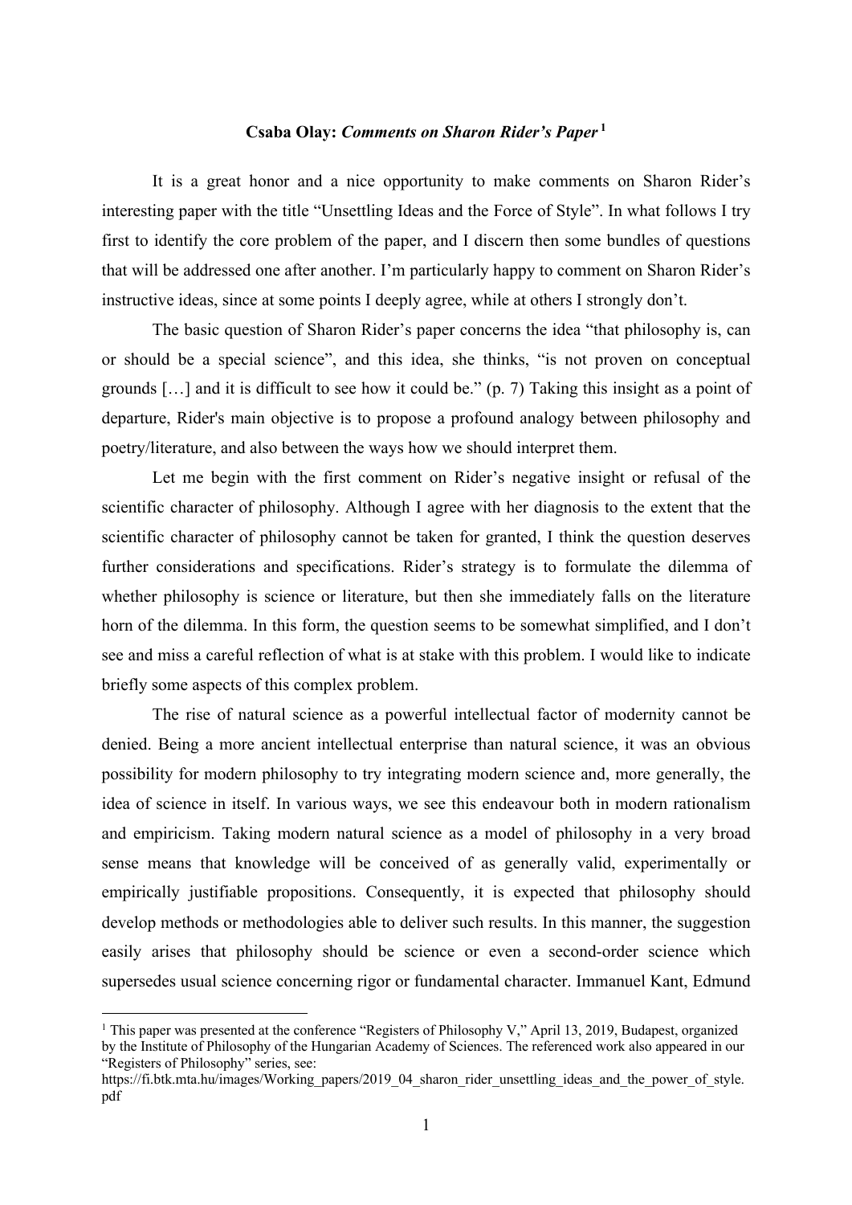**Csaba Olay: *Comments on Sharon Rider's Paper*** [1]

It is a great honor and a nice opportunity to make comments on Sharon Rider's interesting paper with the title "Unsettling Ideas and the Force of Style". In what follows I try first to identify the core problem of the paper, and I discern then some bundles of questions that will be addressed one after another. I'm particularly happy to comment on Sharon Rider's instructive ideas, since at some points I deeply agree, while at others I strongly don't.

The basic question of Sharon Rider's paper concerns the idea "that philosophy is, can or should be a special science", and this idea, she thinks, "is not proven on conceptual grounds […] and it is difficult to see how it could be." (p. 7) Taking this insight as a point of departure, Rider's main objective is to propose a profound analogy between philosophy and poetry/literature, and also between the ways how we should interpret them.

Let me begin with the first comment on Rider's negative insight or refusal of the scientific character of philosophy. Although I agree with her diagnosis to the extent that the scientific character of philosophy cannot be taken for granted, I think the question deserves further considerations and specifications. Rider's strategy is to formulate the dilemma of whether philosophy is science or literature, but then she immediately falls on the literature horn of the dilemma. In this form, the question seems to be somewhat simplified, and I don't see and miss a careful reflection of what is at stake with this problem. I would like to indicate briefly some aspects of this complex problem.

The rise of natural science as a powerful intellectual factor of modernity cannot be denied. Being a more ancient intellectual enterprise than natural science, it was an obvious possibility for modern philosophy to try integrating modern science and, more generally, the idea of science in itself. In various ways, we see this endeavour both in modern rationalism and empiricism. Taking modern natural science as a model of philosophy in a very broad sense means that knowledge will be conceived of as generally valid, experimentally or empirically justifiable propositions. Consequently, it is expected that philosophy should develop methods or methodologies able to deliver such results. In this manner, the suggestion easily arises that philosophy should be science or even a second-order science which supersedes usual science concerning rigor or fundamental character. Immanuel Kant, Edmund

---

[1] This paper was presented at the conference "Registers of Philosophy V," April 13, 2019, Budapest, organized by the Institute of Philosophy of the Hungarian Academy of Sciences. The referenced work also appeared in our "Registers of Philosophy" series, see:
https://fi.btk.mta.hu/images/Working_papers/2019_04_sharon_rider_unsettling_ideas_and_the_power_of_style.pdf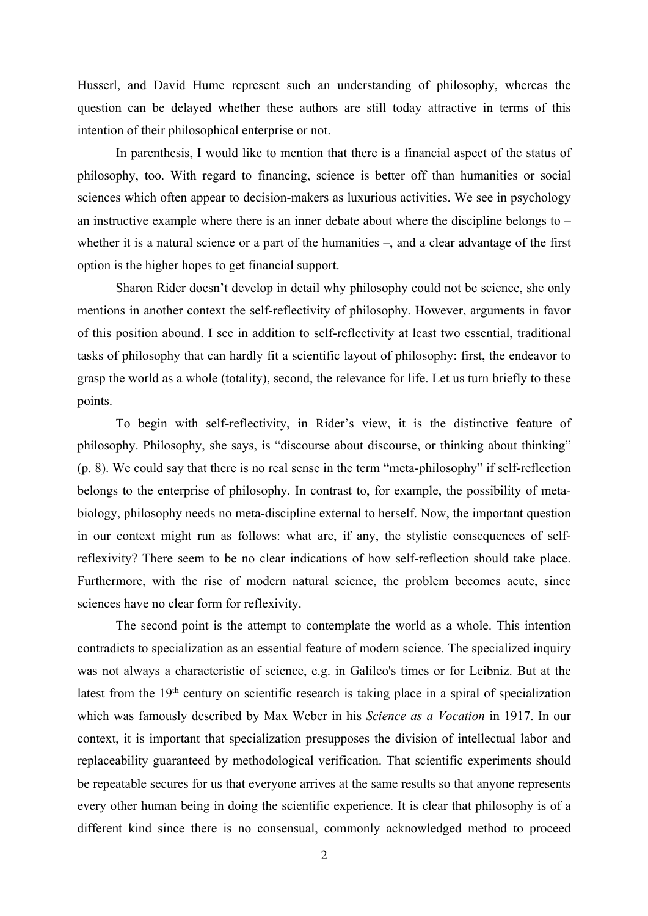Husserl, and David Hume represent such an understanding of philosophy, whereas the question can be delayed whether these authors are still today attractive in terms of this intention of their philosophical enterprise or not.

In parenthesis, I would like to mention that there is a financial aspect of the status of philosophy, too. With regard to financing, science is better off than humanities or social sciences which often appear to decision-makers as luxurious activities. We see in psychology an instructive example where there is an inner debate about where the discipline belongs to – whether it is a natural science or a part of the humanities –, and a clear advantage of the first option is the higher hopes to get financial support.

Sharon Rider doesn't develop in detail why philosophy could not be science, she only mentions in another context the self-reflectivity of philosophy. However, arguments in favor of this position abound. I see in addition to self-reflectivity at least two essential, traditional tasks of philosophy that can hardly fit a scientific layout of philosophy: first, the endeavor to grasp the world as a whole (totality), second, the relevance for life. Let us turn briefly to these points.

To begin with self-reflectivity, in Rider's view, it is the distinctive feature of philosophy. Philosophy, she says, is "discourse about discourse, or thinking about thinking" (p. 8). We could say that there is no real sense in the term "meta-philosophy" if self-reflection belongs to the enterprise of philosophy. In contrast to, for example, the possibility of meta-biology, philosophy needs no meta-discipline external to herself. Now, the important question in our context might run as follows: what are, if any, the stylistic consequences of self-reflexivity? There seem to be no clear indications of how self-reflection should take place. Furthermore, with the rise of modern natural science, the problem becomes acute, since sciences have no clear form for reflexivity.

The second point is the attempt to contemplate the world as a whole. This intention contradicts to specialization as an essential feature of modern science. The specialized inquiry was not always a characteristic of science, e.g. in Galileo's times or for Leibniz. But at the latest from the 19th century on scientific research is taking place in a spiral of specialization which was famously described by Max Weber in his *Science as a Vocation* in 1917. In our context, it is important that specialization presupposes the division of intellectual labor and replaceability guaranteed by methodological verification. That scientific experiments should be repeatable secures for us that everyone arrives at the same results so that anyone represents every other human being in doing the scientific experience. It is clear that philosophy is of a different kind since there is no consensual, commonly acknowledged method to proceed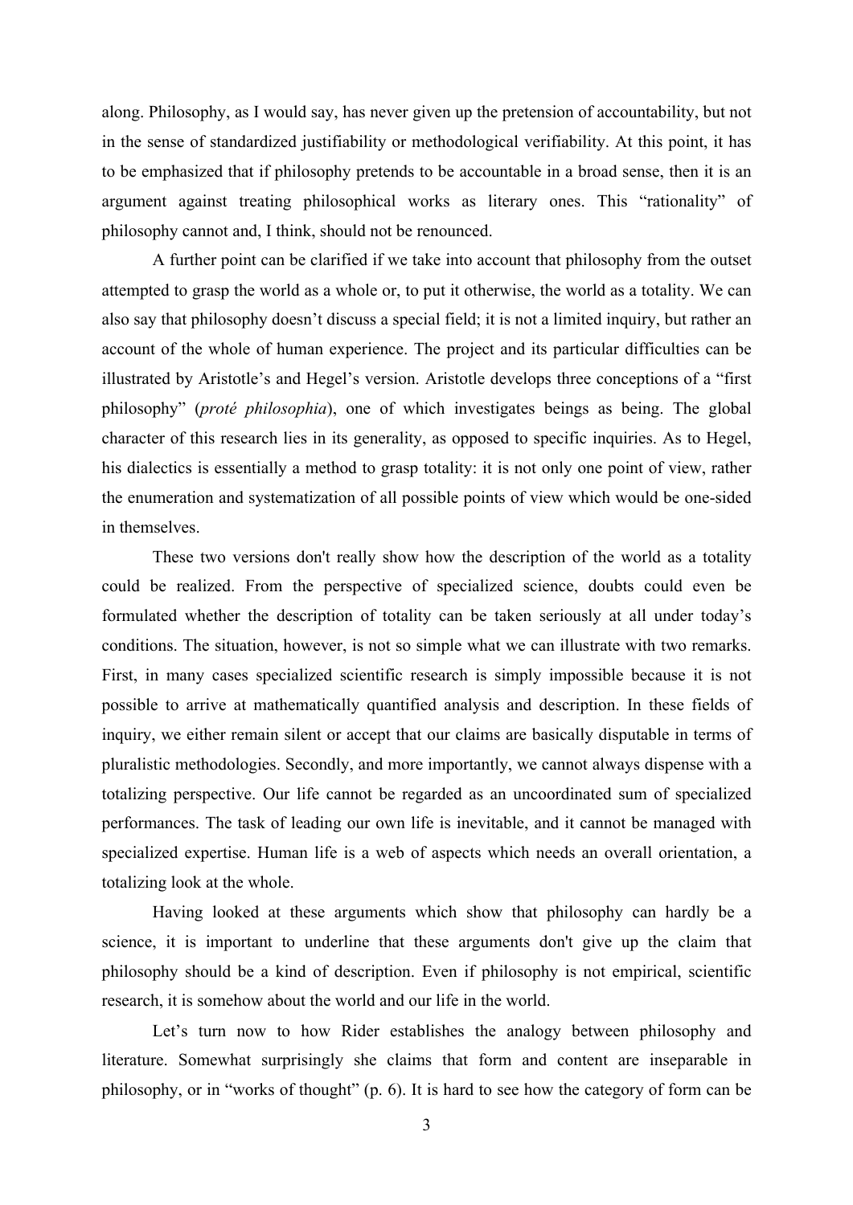along. Philosophy, as I would say, has never given up the pretension of accountability, but not in the sense of standardized justifiability or methodological verifiability. At this point, it has to be emphasized that if philosophy pretends to be accountable in a broad sense, then it is an argument against treating philosophical works as literary ones. This "rationality" of philosophy cannot and, I think, should not be renounced.

A further point can be clarified if we take into account that philosophy from the outset attempted to grasp the world as a whole or, to put it otherwise, the world as a totality. We can also say that philosophy doesn't discuss a special field; it is not a limited inquiry, but rather an account of the whole of human experience. The project and its particular difficulties can be illustrated by Aristotle's and Hegel's version. Aristotle develops three conceptions of a "first philosophy" (*proté philosophia*), one of which investigates beings as being. The global character of this research lies in its generality, as opposed to specific inquiries. As to Hegel, his dialectics is essentially a method to grasp totality: it is not only one point of view, rather the enumeration and systematization of all possible points of view which would be one-sided in themselves.

These two versions don't really show how the description of the world as a totality could be realized. From the perspective of specialized science, doubts could even be formulated whether the description of totality can be taken seriously at all under today's conditions. The situation, however, is not so simple what we can illustrate with two remarks. First, in many cases specialized scientific research is simply impossible because it is not possible to arrive at mathematically quantified analysis and description. In these fields of inquiry, we either remain silent or accept that our claims are basically disputable in terms of pluralistic methodologies. Secondly, and more importantly, we cannot always dispense with a totalizing perspective. Our life cannot be regarded as an uncoordinated sum of specialized performances. The task of leading our own life is inevitable, and it cannot be managed with specialized expertise. Human life is a web of aspects which needs an overall orientation, a totalizing look at the whole.

Having looked at these arguments which show that philosophy can hardly be a science, it is important to underline that these arguments don't give up the claim that philosophy should be a kind of description. Even if philosophy is not empirical, scientific research, it is somehow about the world and our life in the world.

Let's turn now to how Rider establishes the analogy between philosophy and literature. Somewhat surprisingly she claims that form and content are inseparable in philosophy, or in "works of thought" (p. 6). It is hard to see how the category of form can be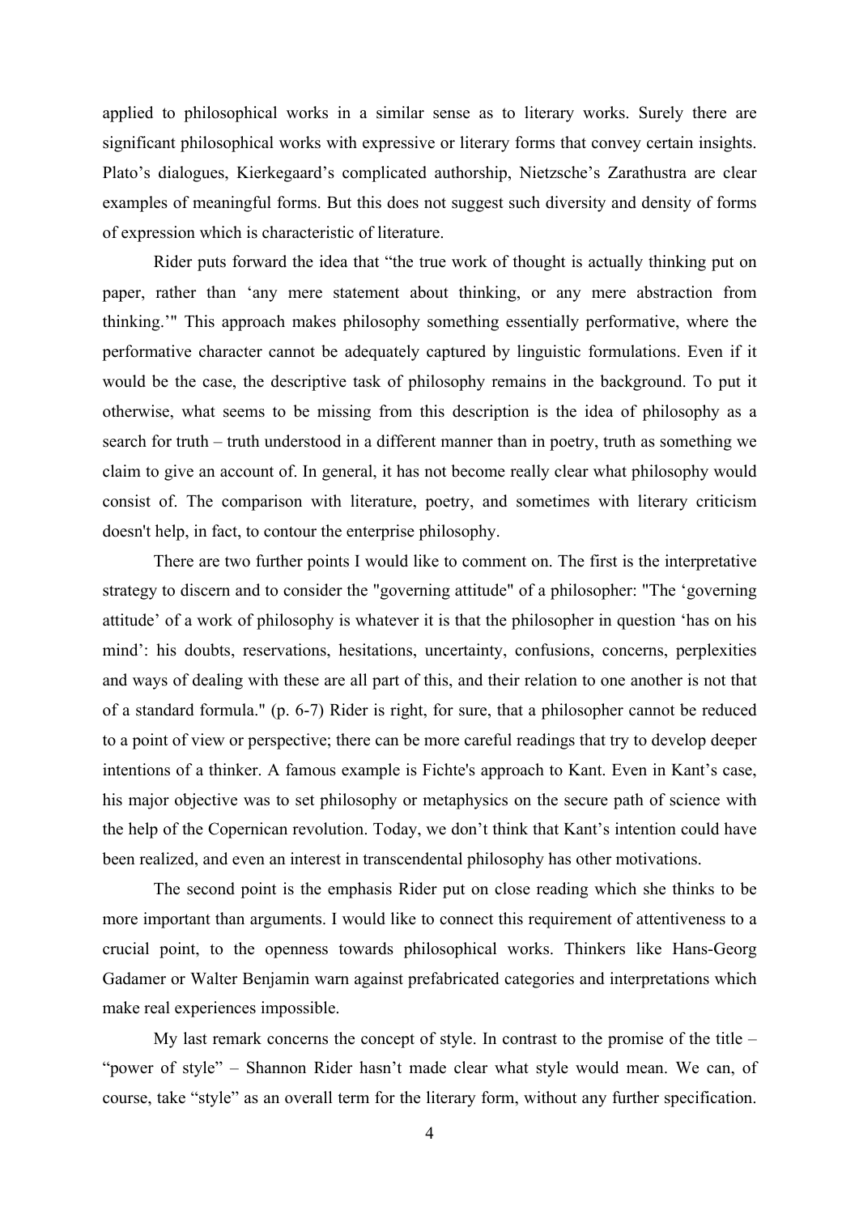applied to philosophical works in a similar sense as to literary works. Surely there are significant philosophical works with expressive or literary forms that convey certain insights. Plato's dialogues, Kierkegaard's complicated authorship, Nietzsche's Zarathustra are clear examples of meaningful forms. But this does not suggest such diversity and density of forms of expression which is characteristic of literature.

Rider puts forward the idea that "the true work of thought is actually thinking put on paper, rather than 'any mere statement about thinking, or any mere abstraction from thinking.'" This approach makes philosophy something essentially performative, where the performative character cannot be adequately captured by linguistic formulations. Even if it would be the case, the descriptive task of philosophy remains in the background. To put it otherwise, what seems to be missing from this description is the idea of philosophy as a search for truth – truth understood in a different manner than in poetry, truth as something we claim to give an account of. In general, it has not become really clear what philosophy would consist of. The comparison with literature, poetry, and sometimes with literary criticism doesn't help, in fact, to contour the enterprise philosophy.

There are two further points I would like to comment on. The first is the interpretative strategy to discern and to consider the "governing attitude" of a philosopher: "The 'governing attitude' of a work of philosophy is whatever it is that the philosopher in question 'has on his mind': his doubts, reservations, hesitations, uncertainty, confusions, concerns, perplexities and ways of dealing with these are all part of this, and their relation to one another is not that of a standard formula." (p. 6-7) Rider is right, for sure, that a philosopher cannot be reduced to a point of view or perspective; there can be more careful readings that try to develop deeper intentions of a thinker. A famous example is Fichte's approach to Kant. Even in Kant's case, his major objective was to set philosophy or metaphysics on the secure path of science with the help of the Copernican revolution. Today, we don't think that Kant's intention could have been realized, and even an interest in transcendental philosophy has other motivations.

The second point is the emphasis Rider put on close reading which she thinks to be more important than arguments. I would like to connect this requirement of attentiveness to a crucial point, to the openness towards philosophical works. Thinkers like Hans-Georg Gadamer or Walter Benjamin warn against prefabricated categories and interpretations which make real experiences impossible.

My last remark concerns the concept of style. In contrast to the promise of the title – "power of style" – Shannon Rider hasn't made clear what style would mean. We can, of course, take "style" as an overall term for the literary form, without any further specification.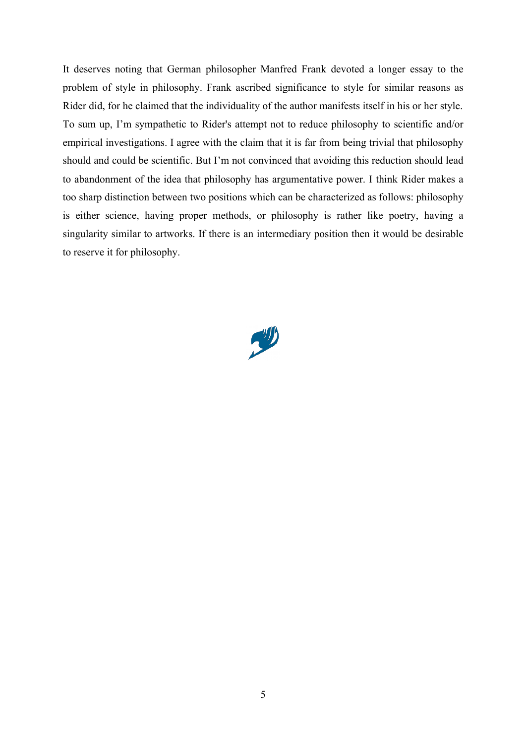It deserves noting that German philosopher Manfred Frank devoted a longer essay to the problem of style in philosophy. Frank ascribed significance to style for similar reasons as Rider did, for he claimed that the individuality of the author manifests itself in his or her style. To sum up, I'm sympathetic to Rider's attempt not to reduce philosophy to scientific and/or empirical investigations. I agree with the claim that it is far from being trivial that philosophy should and could be scientific. But I'm not convinced that avoiding this reduction should lead to abandonment of the idea that philosophy has argumentative power. I think Rider makes a too sharp distinction between two positions which can be characterized as follows: philosophy is either science, having proper methods, or philosophy is rather like poetry, having a singularity similar to artworks. If there is an intermediary position then it would be desirable to reserve it for philosophy.